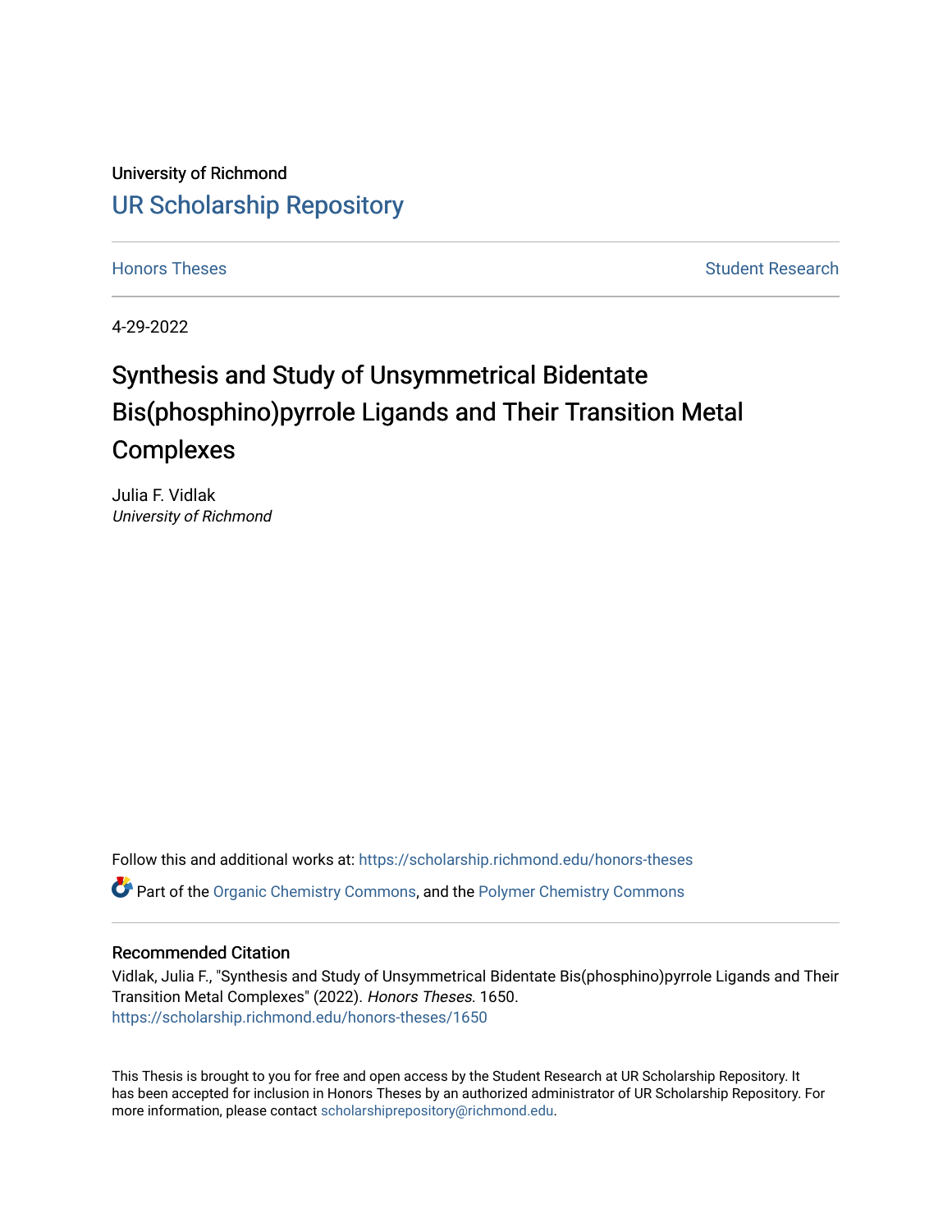University of Richmond

# UR Scholarship Repository

Honors Theses | Student Research

4-29-2022

# Synthesis and Study of Unsymmetrical Bidentate Bis(phosphino)pyrrole Ligands and Their Transition Metal Complexes

Julia F. Vidlak
*University of Richmond*

Follow this and additional works at: https://scholarship.richmond.edu/honors-theses

Part of the Organic Chemistry Commons, and the Polymer Chemistry Commons

## Recommended Citation

Vidlak, Julia F., "Synthesis and Study of Unsymmetrical Bidentate Bis(phosphino)pyrrole Ligands and Their Transition Metal Complexes" (2022). *Honors Theses*. 1650.
https://scholarship.richmond.edu/honors-theses/1650

This Thesis is brought to you for free and open access by the Student Research at UR Scholarship Repository. It has been accepted for inclusion in Honors Theses by an authorized administrator of UR Scholarship Repository. For more information, please contact scholarshiprepository@richmond.edu.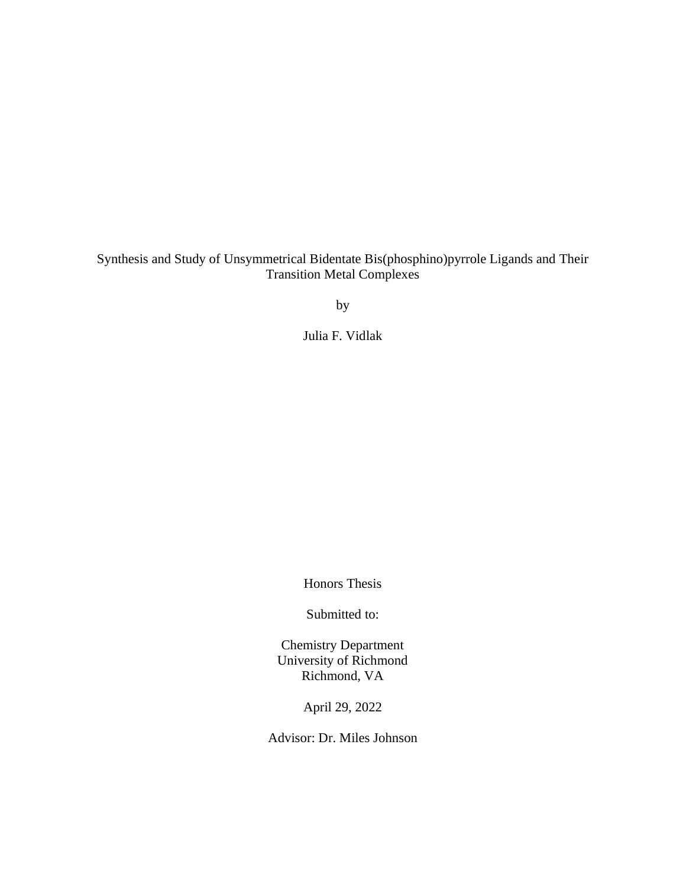Synthesis and Study of Unsymmetrical Bidentate Bis(phosphino)pyrrole Ligands and Their Transition Metal Complexes

by

Julia F. Vidlak

Honors Thesis

Submitted to:

Chemistry Department
University of Richmond
Richmond, VA

April 29, 2022

Advisor: Dr. Miles Johnson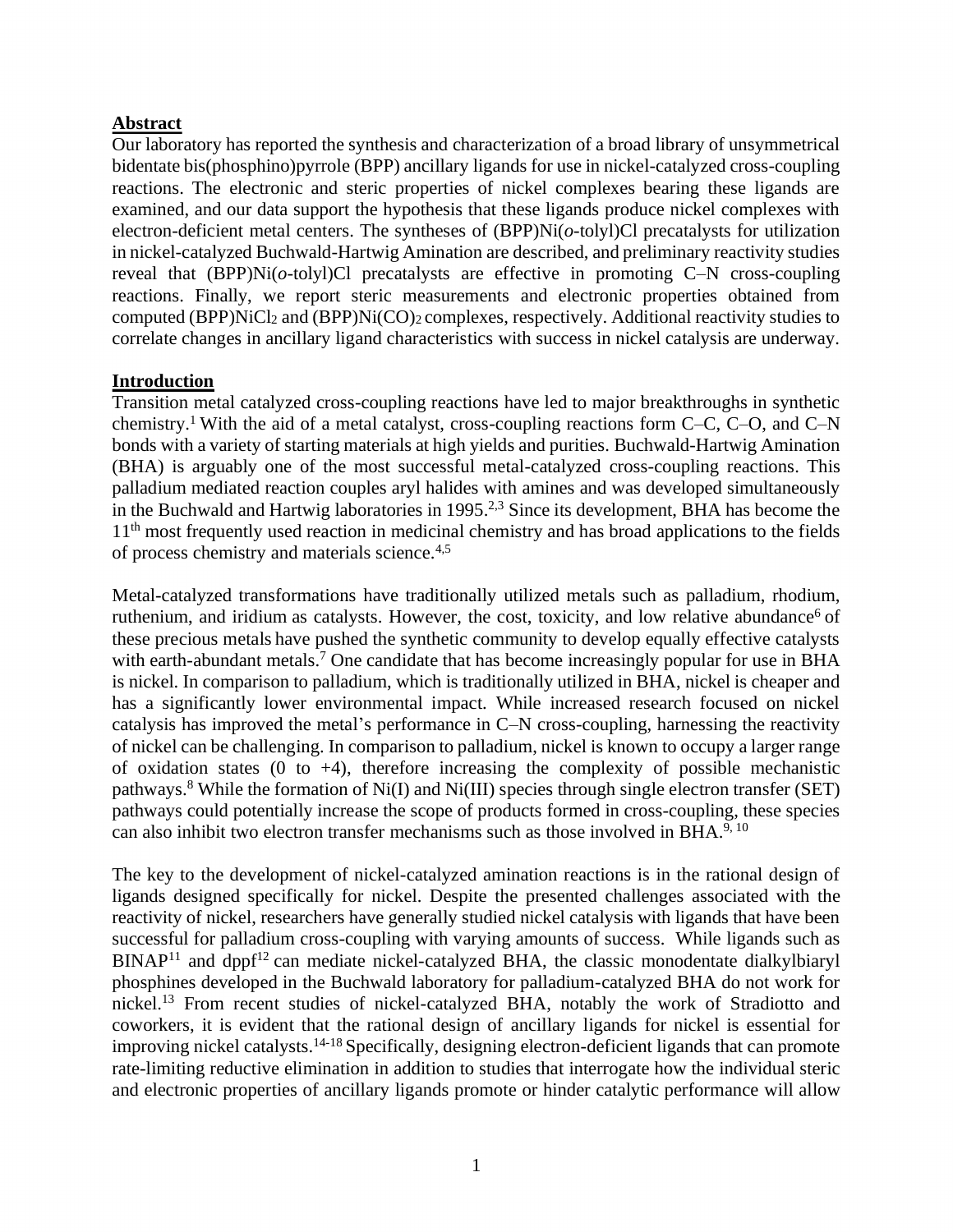## Abstract

Our laboratory has reported the synthesis and characterization of a broad library of unsymmetrical bidentate bis(phosphino)pyrrole (BPP) ancillary ligands for use in nickel-catalyzed cross-coupling reactions. The electronic and steric properties of nickel complexes bearing these ligands are examined, and our data support the hypothesis that these ligands produce nickel complexes with electron-deficient metal centers. The syntheses of (BPP)Ni(*o*-tolyl)Cl precatalysts for utilization in nickel-catalyzed Buchwald-Hartwig Amination are described, and preliminary reactivity studies reveal that (BPP)Ni(*o*-tolyl)Cl precatalysts are effective in promoting C–N cross-coupling reactions. Finally, we report steric measurements and electronic properties obtained from computed (BPP)$NiCl_2$ and (BPP)$Ni(CO)_2$ complexes, respectively. Additional reactivity studies to correlate changes in ancillary ligand characteristics with success in nickel catalysis are underway.

## Introduction

Transition metal catalyzed cross-coupling reactions have led to major breakthroughs in synthetic chemistry.[1] With the aid of a metal catalyst, cross-coupling reactions form C–C, C–O, and C–N bonds with a variety of starting materials at high yields and purities. Buchwald-Hartwig Amination (BHA) is arguably one of the most successful metal-catalyzed cross-coupling reactions. This palladium mediated reaction couples aryl halides with amines and was developed simultaneously in the Buchwald and Hartwig laboratories in 1995.[2,3] Since its development, BHA has become the 11th most frequently used reaction in medicinal chemistry and has broad applications to the fields of process chemistry and materials science.[4,5]

Metal-catalyzed transformations have traditionally utilized metals such as palladium, rhodium, ruthenium, and iridium as catalysts. However, the cost, toxicity, and low relative abundance[6] of these precious metals have pushed the synthetic community to develop equally effective catalysts with earth-abundant metals.[7] One candidate that has become increasingly popular for use in BHA is nickel. In comparison to palladium, which is traditionally utilized in BHA, nickel is cheaper and has a significantly lower environmental impact. While increased research focused on nickel catalysis has improved the metal's performance in C–N cross-coupling, harnessing the reactivity of nickel can be challenging. In comparison to palladium, nickel is known to occupy a larger range of oxidation states (0 to +4), therefore increasing the complexity of possible mechanistic pathways.[8] While the formation of Ni(I) and Ni(III) species through single electron transfer (SET) pathways could potentially increase the scope of products formed in cross-coupling, these species can also inhibit two electron transfer mechanisms such as those involved in BHA.[9, 10]

The key to the development of nickel-catalyzed amination reactions is in the rational design of ligands designed specifically for nickel. Despite the presented challenges associated with the reactivity of nickel, researchers have generally studied nickel catalysis with ligands that have been successful for palladium cross-coupling with varying amounts of success. While ligands such as BINAP[11] and dppf[12] can mediate nickel-catalyzed BHA, the classic monodentate dialkylbiaryl phosphines developed in the Buchwald laboratory for palladium-catalyzed BHA do not work for nickel.[13] From recent studies of nickel-catalyzed BHA, notably the work of Stradiotto and coworkers, it is evident that the rational design of ancillary ligands for nickel is essential for improving nickel catalysts.[14-18] Specifically, designing electron-deficient ligands that can promote rate-limiting reductive elimination in addition to studies that interrogate how the individual steric and electronic properties of ancillary ligands promote or hinder catalytic performance will allow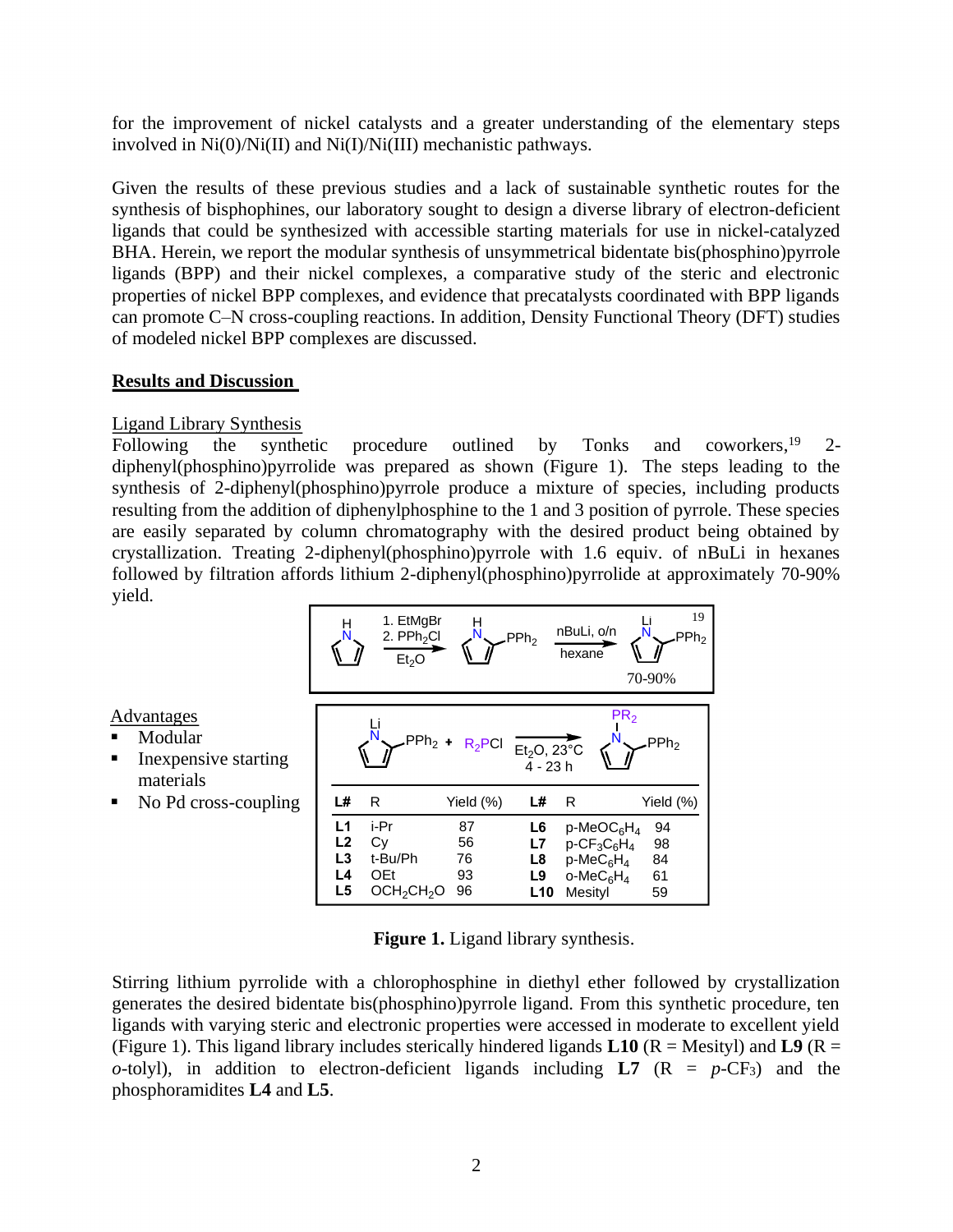for the improvement of nickel catalysts and a greater understanding of the elementary steps involved in Ni(0)/Ni(II) and Ni(I)/Ni(III) mechanistic pathways.

Given the results of these previous studies and a lack of sustainable synthetic routes for the synthesis of bisphophines, our laboratory sought to design a diverse library of electron-deficient ligands that could be synthesized with accessible starting materials for use in nickel-catalyzed BHA. Herein, we report the modular synthesis of unsymmetrical bidentate bis(phosphino)pyrrole ligands (BPP) and their nickel complexes, a comparative study of the steric and electronic properties of nickel BPP complexes, and evidence that precatalysts coordinated with BPP ligands can promote C–N cross-coupling reactions. In addition, Density Functional Theory (DFT) studies of modeled nickel BPP complexes are discussed.

## Results and Discussion

### Ligand Library Synthesis

Following the synthetic procedure outlined by Tonks and coworkers,[19] 2-diphenyl(phosphino)pyrrolide was prepared as shown (Figure 1). The steps leading to the synthesis of 2-diphenyl(phosphino)pyrrole produce a mixture of species, including products resulting from the addition of diphenylphosphine to the 1 and 3 position of pyrrole. These species are easily separated by column chromatography with the desired product being obtained by crystallization. Treating 2-diphenyl(phosphino)pyrrole with 1.6 equiv. of nBuLi in hexanes followed by filtration affords lithium 2-diphenyl(phosphino)pyrrolide at approximately 70-90% yield.

Pyrrole → (1. EtMgBr, 2. $PPh_2Cl$, $Et_2O$) → 2-($PPh_2$)pyrrole → (nBuLi, o/n, hexane) → lithium 2-($PPh_2$)pyrrolide, 70-90%[19]

Lithium 2-($PPh_2$)pyrrolide + $R_2PCl$ → ($Et_2O$, 23°C, 4 - 23 h) → 1-($PR_2$)-2-($PPh_2$)pyrrole

**Advantages**

- Modular
- Inexpensive starting materials
- No Pd cross-coupling

| L# | R | Yield (%) | L# | R | Yield (%) |
|---|---|---|---|---|---|
| L1 | i-Pr | 87 | L6 | p-$MeOC_6H_4$ | 94 |
| L2 | Cy | 56 | L7 | p-$CF_3C_6H_4$ | 98 |
| L3 | t-Bu/Ph | 76 | L8 | p-$MeC_6H_4$ | 84 |
| L4 | OEt | 93 | L9 | o-$MeC_6H_4$ | 61 |
| L5 | $OCH_2CH_2O$ | 96 | L10 | Mesityl | 59 |

**Figure 1.** Ligand library synthesis.

Stirring lithium pyrrolide with a chlorophosphine in diethyl ether followed by crystallization generates the desired bidentate bis(phosphino)pyrrole ligand. From this synthetic procedure, ten ligands with varying steric and electronic properties were accessed in moderate to excellent yield (Figure 1). This ligand library includes sterically hindered ligands **L10** (R = Mesityl) and **L9** (R = *o*-tolyl), in addition to electron-deficient ligands including **L7** (R = *p*-$CF_3$) and the phosphoramidites **L4** and **L5**.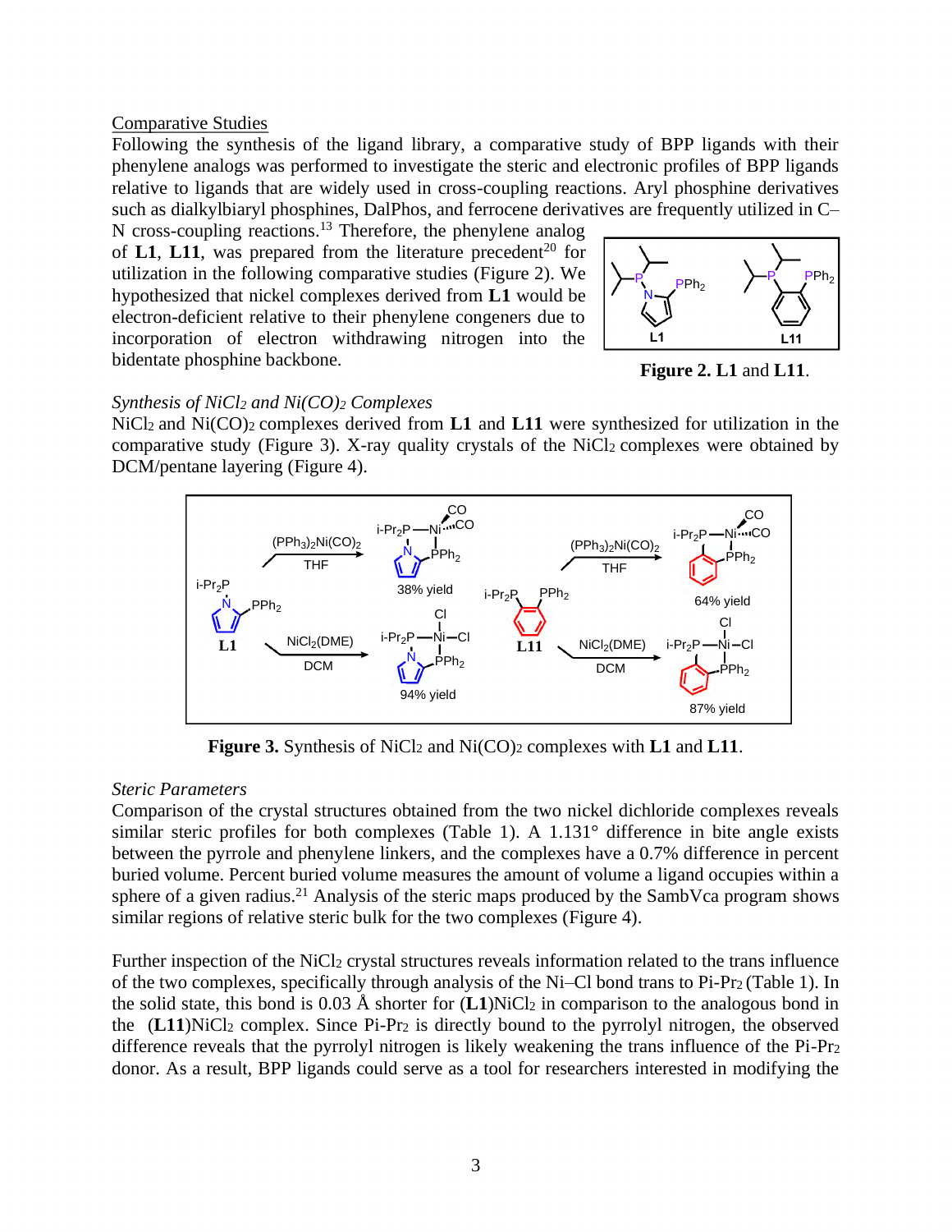Comparative Studies

Following the synthesis of the ligand library, a comparative study of BPP ligands with their phenylene analogs was performed to investigate the steric and electronic profiles of BPP ligands relative to ligands that are widely used in cross-coupling reactions. Aryl phosphine derivatives such as dialkylbiaryl phosphines, DalPhos, and ferrocene derivatives are frequently utilized in C–N cross-coupling reactions.[13] Therefore, the phenylene analog of **L1**, **L11**, was prepared from the literature precedent[20] for utilization in the following comparative studies (Figure 2). We hypothesized that nickel complexes derived from **L1** would be electron-deficient relative to their phenylene congeners due to incorporation of electron withdrawing nitrogen into the bidentate phosphine backbone.

**Figure 2. L1** and **L11**.

*Synthesis of $NiCl_2$ and $Ni(CO)_2$ Complexes*

$NiCl_2$ and $Ni(CO)_2$ complexes derived from **L1** and **L11** were synthesized for utilization in the comparative study (Figure 3). X-ray quality crystals of the $NiCl_2$ complexes were obtained by DCM/pentane layering (Figure 4).

**Figure 3.** Synthesis of $NiCl_2$ and $Ni(CO)_2$ complexes with **L1** and **L11**.

*Steric Parameters*

Comparison of the crystal structures obtained from the two nickel dichloride complexes reveals similar steric profiles for both complexes (Table 1). A 1.131° difference in bite angle exists between the pyrrole and phenylene linkers, and the complexes have a 0.7% difference in percent buried volume. Percent buried volume measures the amount of volume a ligand occupies within a sphere of a given radius.[21] Analysis of the steric maps produced by the SambVca program shows similar regions of relative steric bulk for the two complexes (Figure 4).

Further inspection of the $NiCl_2$ crystal structures reveals information related to the trans influence of the two complexes, specifically through analysis of the Ni–Cl bond trans to Pi-$Pr_2$ (Table 1). In the solid state, this bond is 0.03 Å shorter for (**L1**)$NiCl_2$ in comparison to the analogous bond in the (**L11**)$NiCl_2$ complex. Since Pi-$Pr_2$ is directly bound to the pyrrolyl nitrogen, the observed difference reveals that the pyrrolyl nitrogen is likely weakening the trans influence of the Pi-$Pr_2$ donor. As a result, BPP ligands could serve as a tool for researchers interested in modifying the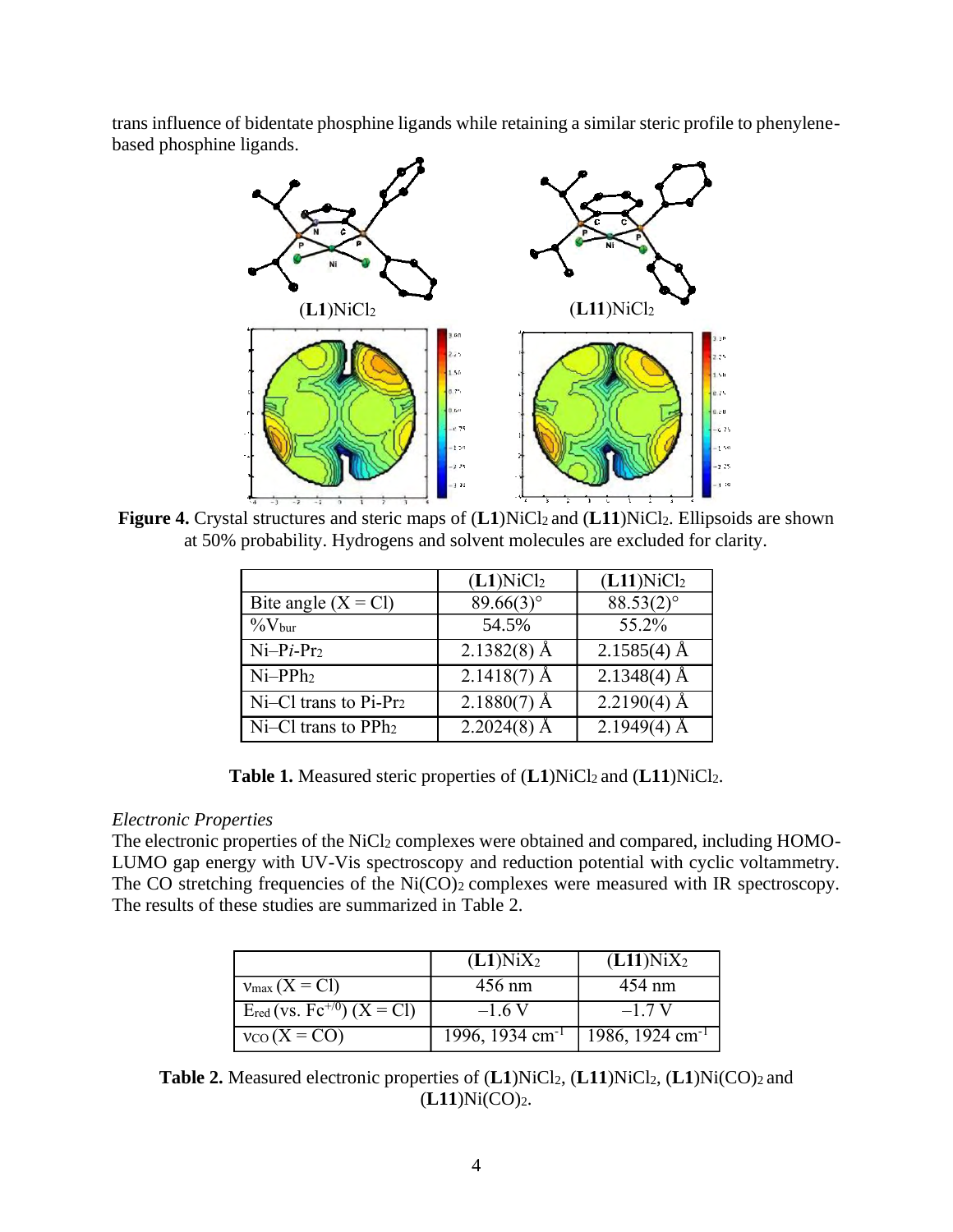trans influence of bidentate phosphine ligands while retaining a similar steric profile to phenylene-based phosphine ligands.

**Figure 4.** Crystal structures and steric maps of (**L1**)$NiCl_2$ and (**L11**)$NiCl_2$. Ellipsoids are shown at 50% probability. Hydrogens and solvent molecules are excluded for clarity.

| | (**L1**)$NiCl_2$ | (**L11**)$NiCl_2$ |
|---|---|---|
| Bite angle (X = Cl) | 89.66(3)° | 88.53(2)° |
| $\%V_{bur}$ | 54.5% | 55.2% |
| Ni–P*i*-$Pr_2$ | 2.1382(8) Å | 2.1585(4) Å |
| Ni–$PPh_2$ | 2.1418(7) Å | 2.1348(4) Å |
| Ni–Cl trans to Pi-$Pr_2$ | 2.1880(7) Å | 2.2190(4) Å |
| Ni–Cl trans to $PPh_2$ | 2.2024(8) Å | 2.1949(4) Å |

**Table 1.** Measured steric properties of (**L1**)$NiCl_2$ and (**L11**)$NiCl_2$.

*Electronic Properties*

The electronic properties of the $NiCl_2$ complexes were obtained and compared, including HOMO-LUMO gap energy with UV-Vis spectroscopy and reduction potential with cyclic voltammetry. The CO stretching frequencies of the $Ni(CO)_2$ complexes were measured with IR spectroscopy. The results of these studies are summarized in Table 2.

| | (**L1**)$NiX_2$ | (**L11**)$NiX_2$ |
|---|---|---|
| $\nu_{max}$ (X = Cl) | 456 nm | 454 nm |
| $E_{red}$ (vs. $Fc^{+/0}$) (X = Cl) | –1.6 V | –1.7 V |
| $\nu_{CO}$ (X = CO) | 1996, 1934 $cm^{-1}$ | 1986, 1924 $cm^{-1}$ |

**Table 2.** Measured electronic properties of (**L1**)$NiCl_2$, (**L11**)$NiCl_2$, (**L1**)$Ni(CO)_2$ and (**L11**)$Ni(CO)_2$.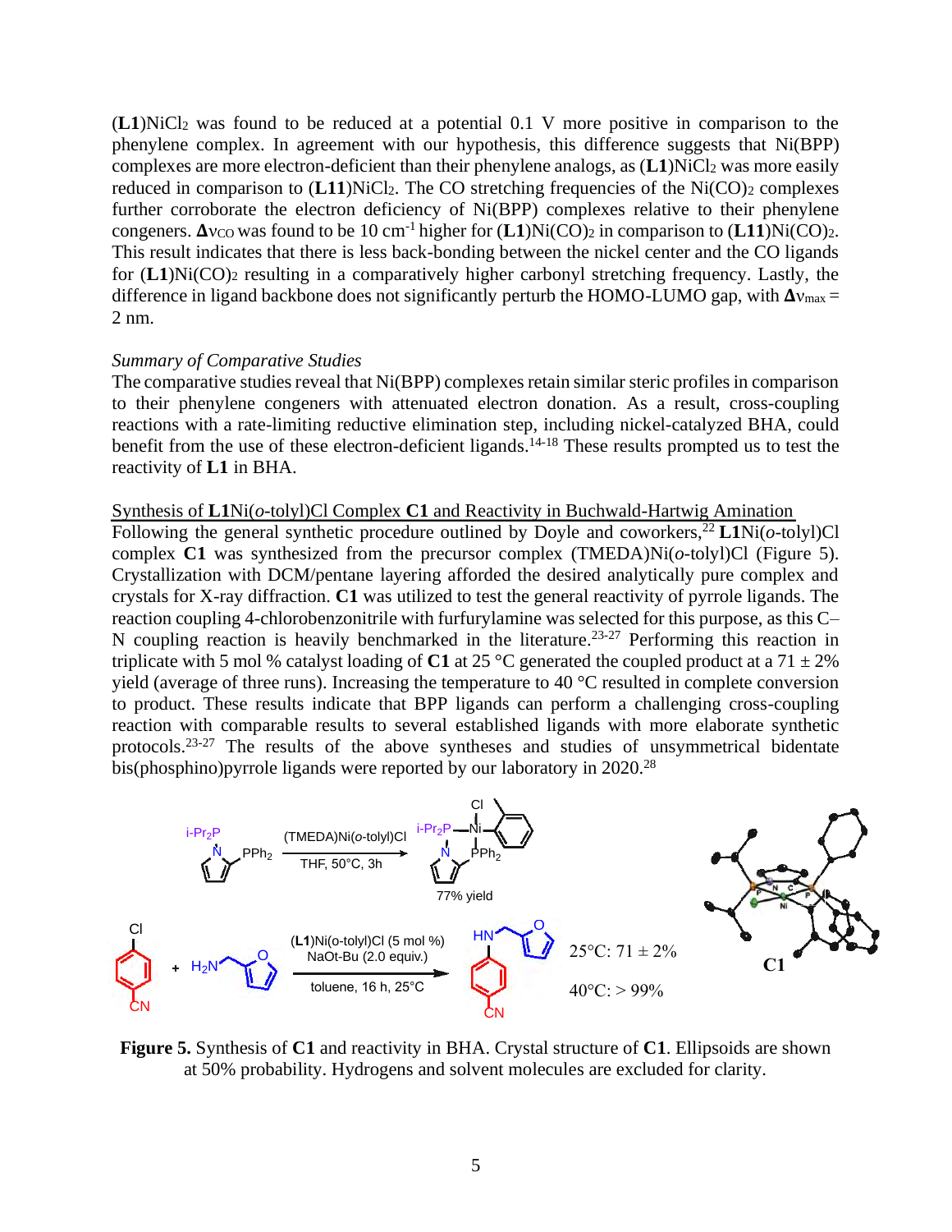(**L1**)$NiCl_2$ was found to be reduced at a potential 0.1 V more positive in comparison to the phenylene complex. In agreement with our hypothesis, this difference suggests that Ni(BPP) complexes are more electron-deficient than their phenylene analogs, as (**L1**)$NiCl_2$ was more easily reduced in comparison to (**L11**)$NiCl_2$. The CO stretching frequencies of the $Ni(CO)_2$ complexes further corroborate the electron deficiency of Ni(BPP) complexes relative to their phenylene congeners. $\Delta\nu_{CO}$ was found to be 10 $cm^{-1}$ higher for (**L1**)$Ni(CO)_2$ in comparison to (**L11**)$Ni(CO)_2$. This result indicates that there is less back-bonding between the nickel center and the CO ligands for (**L1**)$Ni(CO)_2$ resulting in a comparatively higher carbonyl stretching frequency. Lastly, the difference in ligand backbone does not significantly perturb the HOMO-LUMO gap, with $\Delta\nu_{max}$ = 2 nm.

*Summary of Comparative Studies*

The comparative studies reveal that Ni(BPP) complexes retain similar steric profiles in comparison to their phenylene congeners with attenuated electron donation. As a result, cross-coupling reactions with a rate-limiting reductive elimination step, including nickel-catalyzed BHA, could benefit from the use of these electron-deficient ligands.[14-18] These results prompted us to test the reactivity of **L1** in BHA.

Synthesis of **L1**Ni(*o*-tolyl)Cl Complex **C1** and Reactivity in Buchwald-Hartwig Amination

Following the general synthetic procedure outlined by Doyle and coworkers,[22] **L1**Ni(*o*-tolyl)Cl complex **C1** was synthesized from the precursor complex (TMEDA)Ni(*o*-tolyl)Cl (Figure 5). Crystallization with DCM/pentane layering afforded the desired analytically pure complex and crystals for X-ray diffraction. **C1** was utilized to test the general reactivity of pyrrole ligands. The reaction coupling 4-chlorobenzonitrile with furfurylamine was selected for this purpose, as this C–N coupling reaction is heavily benchmarked in the literature.[23-27] Performing this reaction in triplicate with 5 mol % catalyst loading of **C1** at 25 °C generated the coupled product at a 71 ± 2% yield (average of three runs). Increasing the temperature to 40 °C resulted in complete conversion to product. These results indicate that BPP ligands can perform a challenging cross-coupling reaction with comparable results to several established ligands with more elaborate synthetic protocols.[23-27] The results of the above syntheses and studies of unsymmetrical bidentate bis(phosphino)pyrrole ligands were reported by our laboratory in 2020.[28]

**Figure 5.** Synthesis of **C1** and reactivity in BHA. Crystal structure of **C1**. Ellipsoids are shown at 50% probability. Hydrogens and solvent molecules are excluded for clarity.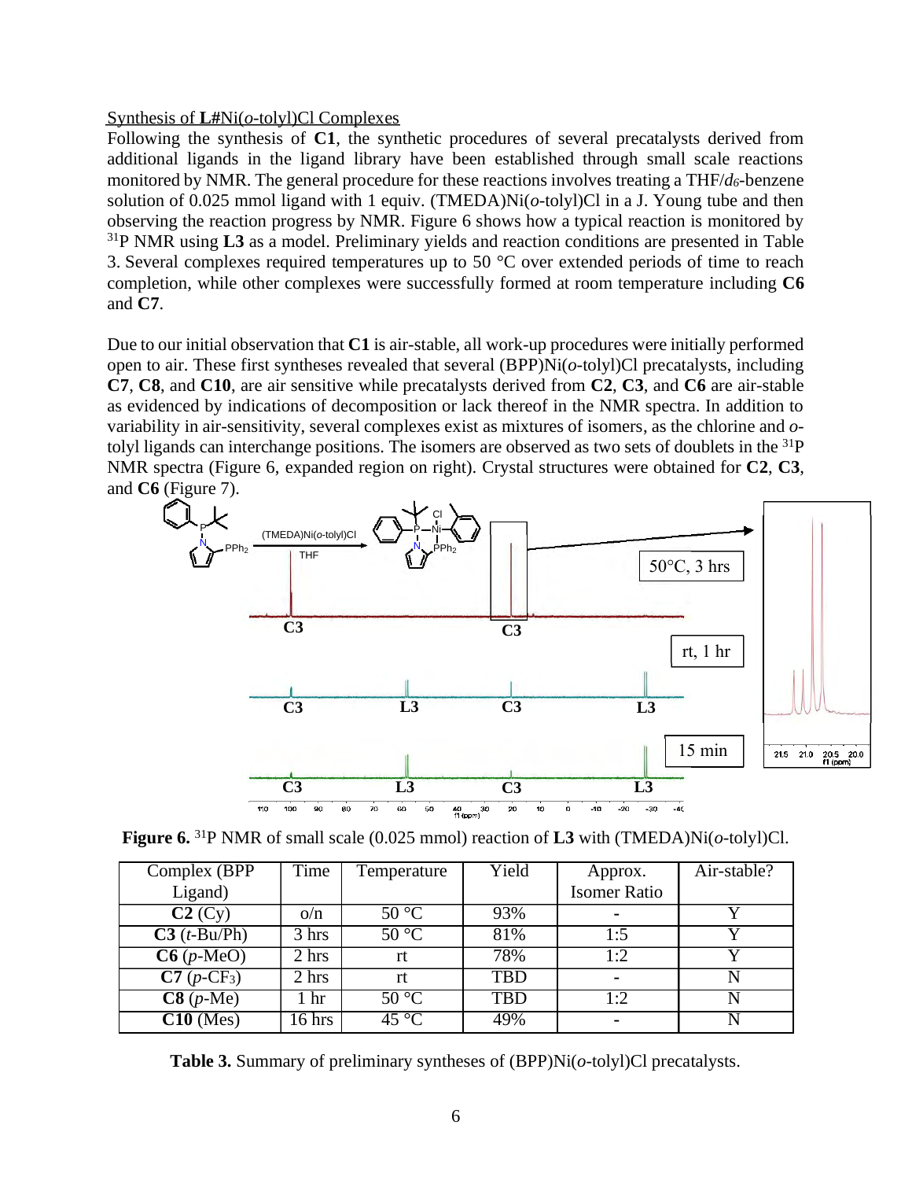Synthesis of **L#**Ni(*o*-tolyl)Cl Complexes

Following the synthesis of **C1**, the synthetic procedures of several precatalysts derived from additional ligands in the ligand library have been established through small scale reactions monitored by NMR. The general procedure for these reactions involves treating a THF/$d_6$-benzene solution of 0.025 mmol ligand with 1 equiv. (TMEDA)Ni(*o*-tolyl)Cl in a J. Young tube and then observing the reaction progress by NMR. Figure 6 shows how a typical reaction is monitored by $^{31}$P NMR using **L3** as a model. Preliminary yields and reaction conditions are presented in Table 3. Several complexes required temperatures up to 50 °C over extended periods of time to reach completion, while other complexes were successfully formed at room temperature including **C6** and **C7**.

Due to our initial observation that **C1** is air-stable, all work-up procedures were initially performed open to air. These first syntheses revealed that several (BPP)Ni(*o*-tolyl)Cl precatalysts, including **C7**, **C8**, and **C10**, are air sensitive while precatalysts derived from **C2**, **C3**, and **C6** are air-stable as evidenced by indications of decomposition or lack thereof in the NMR spectra. In addition to variability in air-sensitivity, several complexes exist as mixtures of isomers, as the chlorine and *o*-tolyl ligands can interchange positions. The isomers are observed as two sets of doublets in the $^{31}$P NMR spectra (Figure 6, expanded region on right). Crystal structures were obtained for **C2**, **C3**, and **C6** (Figure 7).

**Figure 6.** $^{31}$P NMR of small scale (0.025 mmol) reaction of **L3** with (TMEDA)Ni(*o*-tolyl)Cl.

| Complex (BPP Ligand) | Time | Temperature | Yield | Approx. Isomer Ratio | Air-stable? |
|---|---|---|---|---|---|
| **C2** (Cy) | o/n | 50 °C | 93% | - | Y |
| **C3** (*t*-Bu/Ph) | 3 hrs | 50 °C | 81% | 1:5 | Y |
| **C6** (*p*-MeO) | 2 hrs | rt | 78% | 1:2 | Y |
| **C7** (*p*-$CF_3$) | 2 hrs | rt | TBD | - | N |
| **C8** (*p*-Me) | 1 hr | 50 °C | TBD | 1:2 | N |
| **C10** (Mes) | 16 hrs | 45 °C | 49% | - | N |

**Table 3.** Summary of preliminary syntheses of (BPP)Ni(*o*-tolyl)Cl precatalysts.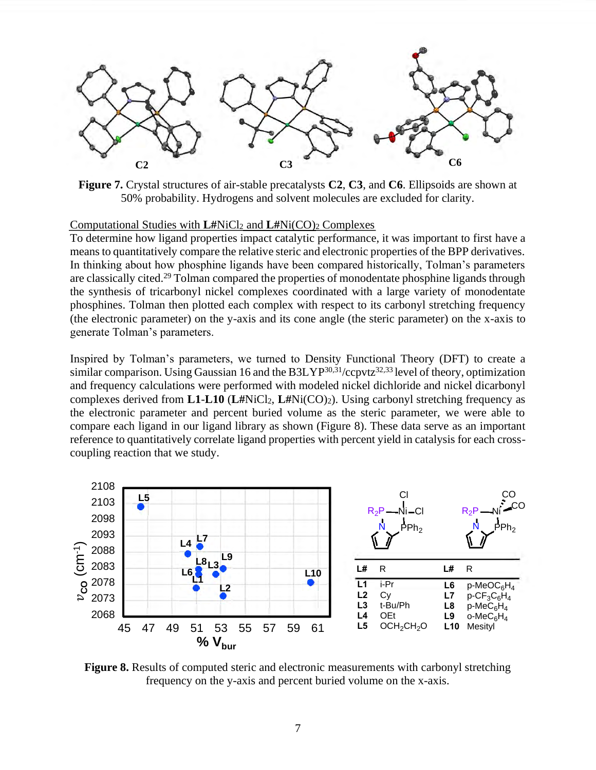**Figure 7.** Crystal structures of air-stable precatalysts **C2**, **C3**, and **C6**. Ellipsoids are shown at 50% probability. Hydrogens and solvent molecules are excluded for clarity.

Computational Studies with **L#**$NiCl_2$ and **L#**$Ni(CO)_2$ Complexes

To determine how ligand properties impact catalytic performance, it was important to first have a means to quantitatively compare the relative steric and electronic properties of the BPP derivatives. In thinking about how phosphine ligands have been compared historically, Tolman's parameters are classically cited.[29] Tolman compared the properties of monodentate phosphine ligands through the synthesis of tricarbonyl nickel complexes coordinated with a large variety of monodentate phosphines. Tolman then plotted each complex with respect to its carbonyl stretching frequency (the electronic parameter) on the y-axis and its cone angle (the steric parameter) on the x-axis to generate Tolman's parameters.

Inspired by Tolman's parameters, we turned to Density Functional Theory (DFT) to create a similar comparison. Using Gaussian 16 and the B3LYP[30,31]/ccpvtz[32,33] level of theory, optimization and frequency calculations were performed with modeled nickel dichloride and nickel dicarbonyl complexes derived from **L1**-**L10** (**L#**$NiCl_2$, **L#**$Ni(CO)_2$). Using carbonyl stretching frequency as the electronic parameter and percent buried volume as the steric parameter, we were able to compare each ligand in our ligand library as shown (Figure 8). These data serve as an important reference to quantitatively correlate ligand properties with percent yield in catalysis for each cross-coupling reaction that we study.

| L# | R | L# | R |
|---|---|---|---|
| L1 | i-Pr | L6 | p-$MeOC_6H_4$ |
| L2 | Cy | L7 | p-$CF_3C_6H_4$ |
| L3 | t-Bu/Ph | L8 | p-$MeC_6H_4$ |
| L4 | OEt | L9 | o-$MeC_6H_4$ |
| L5 | $OCH_2CH_2O$ | L10 | Mesityl |

**Figure 8.** Results of computed steric and electronic measurements with carbonyl stretching frequency on the y-axis and percent buried volume on the x-axis.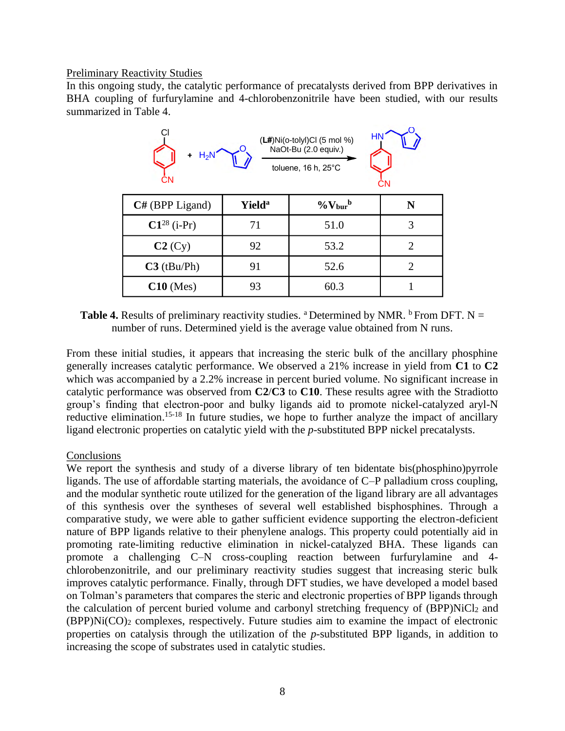Preliminary Reactivity Studies

In this ongoing study, the catalytic performance of precatalysts derived from BPP derivatives in BHA coupling of furfurylamine and 4-chlorobenzonitrile have been studied, with our results summarized in Table 4.

(**L#**)Ni(o-tolyl)Cl (5 mol %), NaOt-Bu (2.0 equiv.), toluene, 16 h, 25°C

| **C#** (BPP Ligand) | **Yield**[a] | **%V$_{bur}$**[b] | **N** |
|---|---|---|---|
| **C1**[28] (i-Pr) | 71 | 51.0 | 3 |
| **C2** (Cy) | 92 | 53.2 | 2 |
| **C3** (tBu/Ph) | 91 | 52.6 | 2 |
| **C10** (Mes) | 93 | 60.3 | 1 |

**Table 4.** Results of preliminary reactivity studies. [a] Determined by NMR. [b] From DFT. N = number of runs. Determined yield is the average value obtained from N runs.

From these initial studies, it appears that increasing the steric bulk of the ancillary phosphine generally increases catalytic performance. We observed a 21% increase in yield from **C1** to **C2** which was accompanied by a 2.2% increase in percent buried volume. No significant increase in catalytic performance was observed from **C2**/**C3** to **C10**. These results agree with the Stradiotto group's finding that electron-poor and bulky ligands aid to promote nickel-catalyzed aryl-N reductive elimination.[15-18] In future studies, we hope to further analyze the impact of ancillary ligand electronic properties on catalytic yield with the *p*-substituted BPP nickel precatalysts.

Conclusions

We report the synthesis and study of a diverse library of ten bidentate bis(phosphino)pyrrole ligands. The use of affordable starting materials, the avoidance of C–P palladium cross coupling, and the modular synthetic route utilized for the generation of the ligand library are all advantages of this synthesis over the syntheses of several well established bisphosphines. Through a comparative study, we were able to gather sufficient evidence supporting the electron-deficient nature of BPP ligands relative to their phenylene analogs. This property could potentially aid in promoting rate-limiting reductive elimination in nickel-catalyzed BHA. These ligands can promote a challenging C–N cross-coupling reaction between furfurylamine and 4-chlorobenzonitrile, and our preliminary reactivity studies suggest that increasing steric bulk improves catalytic performance. Finally, through DFT studies, we have developed a model based on Tolman's parameters that compares the steric and electronic properties of BPP ligands through the calculation of percent buried volume and carbonyl stretching frequency of (BPP)$NiCl_2$ and (BPP)$Ni(CO)_2$ complexes, respectively. Future studies aim to examine the impact of electronic properties on catalysis through the utilization of the *p*-substituted BPP ligands, in addition to increasing the scope of substrates used in catalytic studies.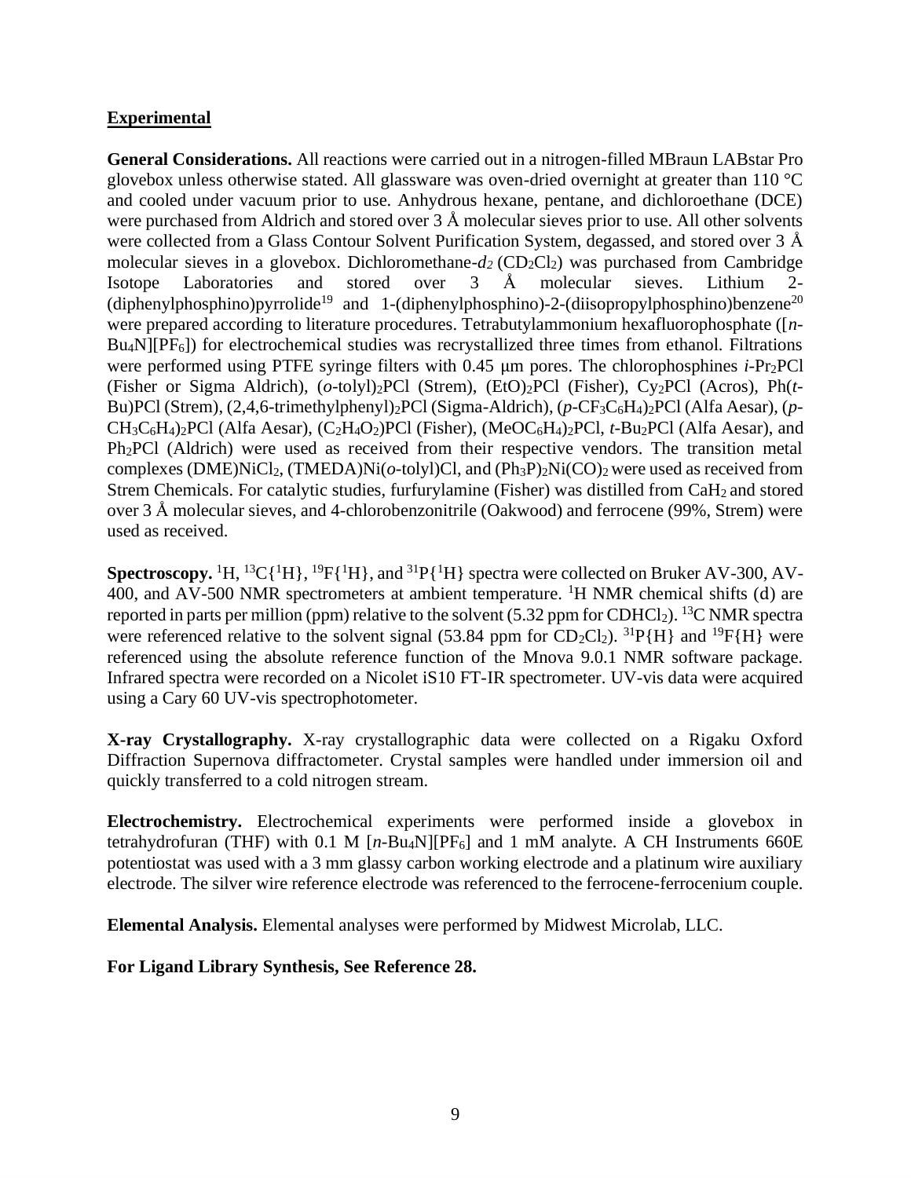## Experimental

**General Considerations.** All reactions were carried out in a nitrogen-filled MBraun LABstar Pro glovebox unless otherwise stated. All glassware was oven-dried overnight at greater than 110 °C and cooled under vacuum prior to use. Anhydrous hexane, pentane, and dichloroethane (DCE) were purchased from Aldrich and stored over 3 Å molecular sieves prior to use. All other solvents were collected from a Glass Contour Solvent Purification System, degassed, and stored over 3 Å molecular sieves in a glovebox. Dichloromethane-$d_2$ ($CD_2Cl_2$) was purchased from Cambridge Isotope Laboratories and stored over 3 Å molecular sieves. Lithium 2-(diphenylphosphino)pyrrolide[19] and 1-(diphenylphosphino)-2-(diisopropylphosphino)benzene[20] were prepared according to literature procedures. Tetrabutylammonium hexafluorophosphate ([$n$-$Bu_4N$][$PF_6$]) for electrochemical studies was recrystallized three times from ethanol. Filtrations were performed using PTFE syringe filters with 0.45 μm pores. The chlorophosphines $i$-$Pr_2PCl$ (Fisher or Sigma Aldrich), ($o$-tolyl)$_2$PCl (Strem), (EtO)$_2$PCl (Fisher), $Cy_2PCl$ (Acros), Ph($t$-Bu)PCl (Strem), (2,4,6-trimethylphenyl)$_2$PCl (Sigma-Aldrich), ($p$-$CF_3C_6H_4$)$_2$PCl (Alfa Aesar), ($p$-$CH_3C_6H_4$)$_2$PCl (Alfa Aesar), ($C_2H_4O_2$)PCl (Fisher), ($MeOC_6H_4$)$_2$PCl, $t$-$Bu_2PCl$ (Alfa Aesar), and $Ph_2PCl$ (Aldrich) were used as received from their respective vendors. The transition metal complexes (DME)$NiCl_2$, (TMEDA)Ni($o$-tolyl)Cl, and ($Ph_3P$)$_2$Ni(CO)$_2$ were used as received from Strem Chemicals. For catalytic studies, furfurylamine (Fisher) was distilled from $CaH_2$ and stored over 3 Å molecular sieves, and 4-chlorobenzonitrile (Oakwood) and ferrocene (99%, Strem) were used as received.

**Spectroscopy.** $^{1}H$, $^{13}C\{^{1}H\}$, $^{19}F\{^{1}H\}$, and $^{31}P\{^{1}H\}$ spectra were collected on Bruker AV-300, AV-400, and AV-500 NMR spectrometers at ambient temperature. $^{1}H$ NMR chemical shifts (d) are reported in parts per million (ppm) relative to the solvent (5.32 ppm for $CDHCl_2$). $^{13}C$ NMR spectra were referenced relative to the solvent signal (53.84 ppm for $CD_2Cl_2$). $^{31}P\{H\}$ and $^{19}F\{H\}$ were referenced using the absolute reference function of the Mnova 9.0.1 NMR software package. Infrared spectra were recorded on a Nicolet iS10 FT-IR spectrometer. UV-vis data were acquired using a Cary 60 UV-vis spectrophotometer.

**X-ray Crystallography.** X-ray crystallographic data were collected on a Rigaku Oxford Diffraction Supernova diffractometer. Crystal samples were handled under immersion oil and quickly transferred to a cold nitrogen stream.

**Electrochemistry.** Electrochemical experiments were performed inside a glovebox in tetrahydrofuran (THF) with 0.1 M [$n$-$Bu_4N$][$PF_6$] and 1 mM analyte. A CH Instruments 660E potentiostat was used with a 3 mm glassy carbon working electrode and a platinum wire auxiliary electrode. The silver wire reference electrode was referenced to the ferrocene-ferrocenium couple.

**Elemental Analysis.** Elemental analyses were performed by Midwest Microlab, LLC.

**For Ligand Library Synthesis, See Reference 28.**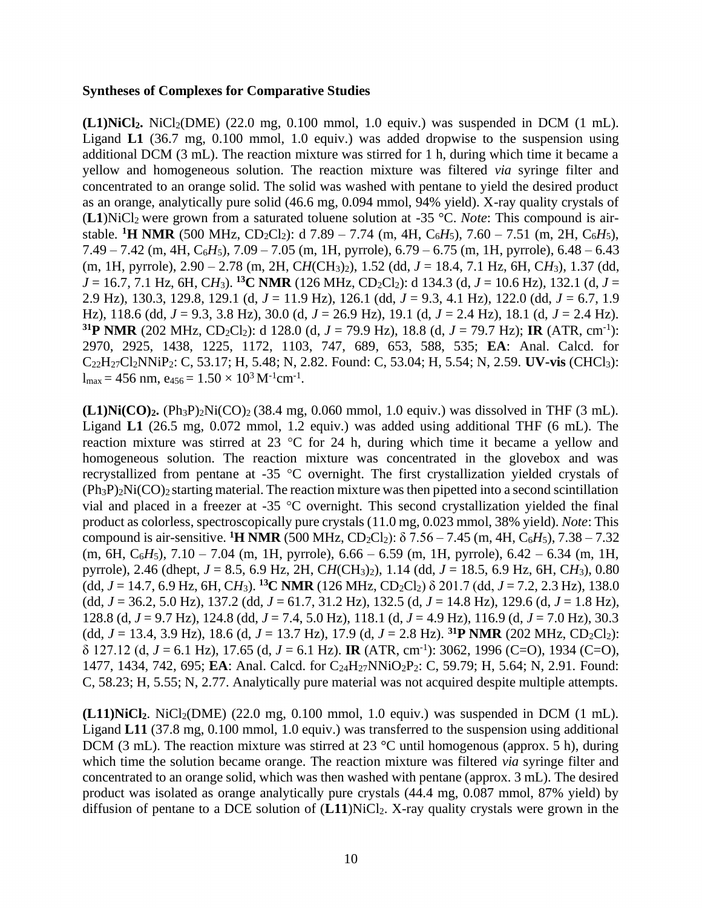**Syntheses of Complexes for Comparative Studies**

**(L1)NiCl$_2$.** NiCl$_2$(DME) (22.0 mg, 0.100 mmol, 1.0 equiv.) was suspended in DCM (1 mL). Ligand **L1** (36.7 mg, 0.100 mmol, 1.0 equiv.) was added dropwise to the suspension using additional DCM (3 mL). The reaction mixture was stirred for 1 h, during which time it became a yellow and homogeneous solution. The reaction mixture was filtered *via* syringe filter and concentrated to an orange solid. The solid was washed with pentane to yield the desired product as an orange, analytically pure solid (46.6 mg, 0.094 mmol, 94% yield). X-ray quality crystals of (**L1**)NiCl$_2$ were grown from a saturated toluene solution at -35 °C. *Note*: This compound is air-stable. **$^1$H NMR** (500 MHz, CD$_2$Cl$_2$): d 7.89 – 7.74 (m, 4H, C$_6$*H*$_5$), 7.60 – 7.51 (m, 2H, C$_6$*H*$_5$), 7.49 – 7.42 (m, 4H, C$_6$*H*$_5$), 7.09 – 7.05 (m, 1H, pyrrole), 6.79 – 6.75 (m, 1H, pyrrole), 6.48 – 6.43 (m, 1H, pyrrole), 2.90 – 2.78 (m, 2H, C*H*(CH$_3$)$_2$), 1.52 (dd, *J* = 18.4, 7.1 Hz, 6H, C*H*$_3$), 1.37 (dd, *J* = 16.7, 7.1 Hz, 6H, C*H*$_3$). **$^{13}$C NMR** (126 MHz, CD$_2$Cl$_2$): d 134.3 (d, *J* = 10.6 Hz), 132.1 (d, *J* = 2.9 Hz), 130.3, 129.8, 129.1 (d, *J* = 11.9 Hz), 126.1 (dd, *J* = 9.3, 4.1 Hz), 122.0 (dd, *J* = 6.7, 1.9 Hz), 118.6 (dd, *J* = 9.3, 3.8 Hz), 30.0 (d, *J* = 26.9 Hz), 19.1 (d, *J* = 2.4 Hz), 18.1 (d, *J* = 2.4 Hz). **$^{31}$P NMR** (202 MHz, CD$_2$Cl$_2$): d 128.0 (d, *J* = 79.9 Hz), 18.8 (d, *J* = 79.7 Hz); **IR** (ATR, cm$^{-1}$): 2970, 2925, 1438, 1225, 1172, 1103, 747, 689, 653, 588, 535; **EA**: Anal. Calcd. for $C_{22}H_{27}Cl_2NNiP_2$: C, 53.17; H, 5.48; N, 2.82. Found: C, 53.04; H, 5.54; N, 2.59. **UV-vis** (CHCl$_3$): $l_{max}$ = 456 nm, $e_{456} = 1.50 \times 10^3$ M$^{-1}$cm$^{-1}$.

**(L1)Ni(CO)$_2$.** (Ph$_3$P)$_2$Ni(CO)$_2$ (38.4 mg, 0.060 mmol, 1.0 equiv.) was dissolved in THF (3 mL). Ligand **L1** (26.5 mg, 0.072 mmol, 1.2 equiv.) was added using additional THF (6 mL). The reaction mixture was stirred at 23 °C for 24 h, during which time it became a yellow and homogeneous solution. The reaction mixture was concentrated in the glovebox and was recrystallized from pentane at -35 °C overnight. The first crystallization yielded crystals of (Ph$_3$P)$_2$Ni(CO)$_2$ starting material. The reaction mixture was then pipetted into a second scintillation vial and placed in a freezer at -35 °C overnight. This second crystallization yielded the final product as colorless, spectroscopically pure crystals (11.0 mg, 0.023 mmol, 38% yield). *Note*: This compound is air-sensitive. **$^1$H NMR** (500 MHz, CD$_2$Cl$_2$): δ 7.56 – 7.45 (m, 4H, C$_6$*H*$_5$), 7.38 – 7.32 (m, 6H, C$_6$*H*$_5$), 7.10 – 7.04 (m, 1H, pyrrole), 6.66 – 6.59 (m, 1H, pyrrole), 6.42 – 6.34 (m, 1H, pyrrole), 2.46 (dhept, *J* = 8.5, 6.9 Hz, 2H, C*H*(CH$_3$)$_2$), 1.14 (dd, *J* = 18.5, 6.9 Hz, 6H, C*H*$_3$), 0.80 (dd, *J* = 14.7, 6.9 Hz, 6H, C*H*$_3$). **$^{13}$C NMR** (126 MHz, CD$_2$Cl$_2$) δ 201.7 (dd, *J* = 7.2, 2.3 Hz), 138.0 (dd, *J* = 36.2, 5.0 Hz), 137.2 (dd, *J* = 61.7, 31.2 Hz), 132.5 (d, *J* = 14.8 Hz), 129.6 (d, *J* = 1.8 Hz), 128.8 (d, *J* = 9.7 Hz), 124.8 (dd, *J* = 7.4, 5.0 Hz), 118.1 (d, *J* = 4.9 Hz), 116.9 (d, *J* = 7.0 Hz), 30.3 (dd, *J* = 13.4, 3.9 Hz), 18.6 (d, *J* = 13.7 Hz), 17.9 (d, *J* = 2.8 Hz). **$^{31}$P NMR** (202 MHz, CD$_2$Cl$_2$): δ 127.12 (d, *J* = 6.1 Hz), 17.65 (d, *J* = 6.1 Hz). **IR** (ATR, cm$^{-1}$): 3062, 1996 (C=O), 1934 (C=O), 1477, 1434, 742, 695; **EA**: Anal. Calcd. for $C_{24}H_{27}NNiO_2P_2$: C, 59.79; H, 5.64; N, 2.91. Found: C, 58.23; H, 5.55; N, 2.77. Analytically pure material was not acquired despite multiple attempts.

**(L11)NiCl$_2$**. NiCl$_2$(DME) (22.0 mg, 0.100 mmol, 1.0 equiv.) was suspended in DCM (1 mL). Ligand **L11** (37.8 mg, 0.100 mmol, 1.0 equiv.) was transferred to the suspension using additional DCM (3 mL). The reaction mixture was stirred at 23 °C until homogenous (approx. 5 h), during which time the solution became orange. The reaction mixture was filtered *via* syringe filter and concentrated to an orange solid, which was then washed with pentane (approx. 3 mL). The desired product was isolated as orange analytically pure crystals (44.4 mg, 0.087 mmol, 87% yield) by diffusion of pentane to a DCE solution of (**L11**)NiCl$_2$. X-ray quality crystals were grown in the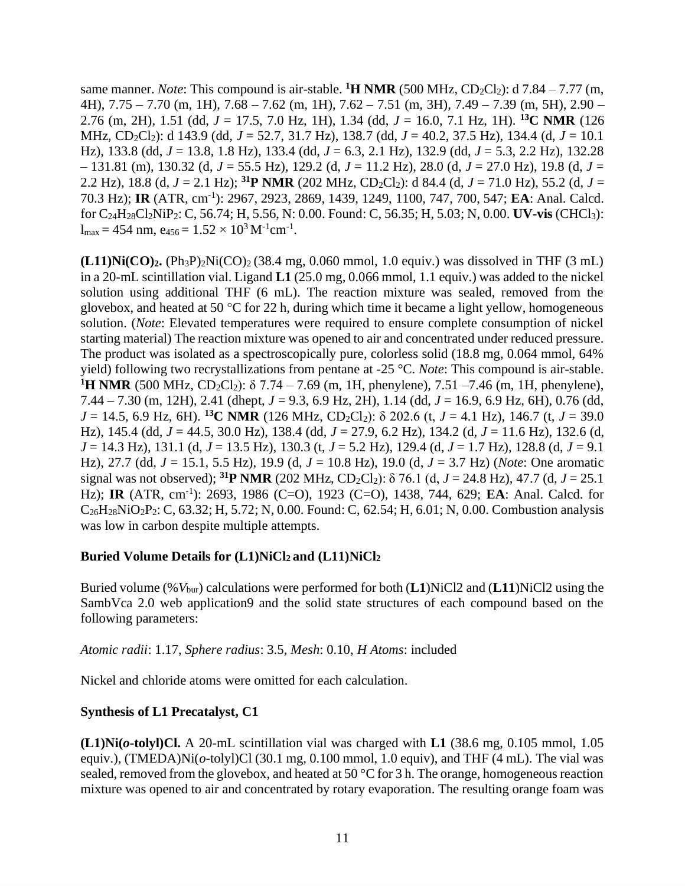same manner. *Note*: This compound is air-stable. $^{1}$**H NMR** (500 MHz, $CD_2Cl_2$): d 7.84 – 7.77 (m, 4H), 7.75 – 7.70 (m, 1H), 7.68 – 7.62 (m, 1H), 7.62 – 7.51 (m, 3H), 7.49 – 7.39 (m, 5H), 2.90 – 2.76 (m, 2H), 1.51 (dd, $J$ = 17.5, 7.0 Hz, 1H), 1.34 (dd, $J$ = 16.0, 7.1 Hz, 1H). $^{13}$**C NMR** (126 MHz, $CD_2Cl_2$): d 143.9 (dd, $J$ = 52.7, 31.7 Hz), 138.7 (dd, $J$ = 40.2, 37.5 Hz), 134.4 (d, $J$ = 10.1 Hz), 133.8 (dd, $J$ = 13.8, 1.8 Hz), 133.4 (dd, $J$ = 6.3, 2.1 Hz), 132.9 (dd, $J$ = 5.3, 2.2 Hz), 132.28 – 131.81 (m), 130.32 (d, $J$ = 55.5 Hz), 129.2 (d, $J$ = 11.2 Hz), 28.0 (d, $J$ = 27.0 Hz), 19.8 (d, $J$ = 2.2 Hz), 18.8 (d, $J$ = 2.1 Hz); $^{31}$**P NMR** (202 MHz, $CD_2Cl_2$): d 84.4 (d, $J$ = 71.0 Hz), 55.2 (d, $J$ = 70.3 Hz); **IR** (ATR, $cm^{-1}$): 2967, 2923, 2869, 1439, 1249, 1100, 747, 700, 547; **EA**: Anal. Calcd. for $C_{24}H_{28}Cl_2NiP_2$: C, 56.74; H, 5.56, N: 0.00. Found: C, 56.35; H, 5.03; N, 0.00. **UV-vis** ($CHCl_3$): $l_{max}$ = 454 nm, $e_{456} = 1.52 \times 10^3$ $M^{-1}cm^{-1}$.

**(L11)Ni(CO)$_2$.** $(Ph_3P)_2Ni(CO)_2$ (38.4 mg, 0.060 mmol, 1.0 equiv.) was dissolved in THF (3 mL) in a 20-mL scintillation vial. Ligand **L1** (25.0 mg, 0.066 mmol, 1.1 equiv.) was added to the nickel solution using additional THF (6 mL). The reaction mixture was sealed, removed from the glovebox, and heated at 50 °C for 22 h, during which time it became a light yellow, homogeneous solution. (*Note*: Elevated temperatures were required to ensure complete consumption of nickel starting material) The reaction mixture was opened to air and concentrated under reduced pressure. The product was isolated as a spectroscopically pure, colorless solid (18.8 mg, 0.064 mmol, 64% yield) following two recrystallizations from pentane at -25 °C. *Note*: This compound is air-stable. $^{1}$**H NMR** (500 MHz, $CD_2Cl_2$): δ 7.74 – 7.69 (m, 1H, phenylene), 7.51 –7.46 (m, 1H, phenylene), 7.44 – 7.30 (m, 12H), 2.41 (dhept, $J$ = 9.3, 6.9 Hz, 2H), 1.14 (dd, $J$ = 16.9, 6.9 Hz, 6H), 0.76 (dd, $J$ = 14.5, 6.9 Hz, 6H). $^{13}$**C NMR** (126 MHz, $CD_2Cl_2$): δ 202.6 (t, $J$ = 4.1 Hz), 146.7 (t, $J$ = 39.0 Hz), 145.4 (dd, $J$ = 44.5, 30.0 Hz), 138.4 (dd, $J$ = 27.9, 6.2 Hz), 134.2 (d, $J$ = 11.6 Hz), 132.6 (d, $J$ = 14.3 Hz), 131.1 (d, $J$ = 13.5 Hz), 130.3 (t, $J$ = 5.2 Hz), 129.4 (d, $J$ = 1.7 Hz), 128.8 (d, $J$ = 9.1 Hz), 27.7 (dd, $J$ = 15.1, 5.5 Hz), 19.9 (d, $J$ = 10.8 Hz), 19.0 (d, $J$ = 3.7 Hz) (*Note*: One aromatic signal was not observed); $^{31}$**P NMR** (202 MHz, $CD_2Cl_2$): δ 76.1 (d, $J$ = 24.8 Hz), 47.7 (d, $J$ = 25.1 Hz); **IR** (ATR, $cm^{-1}$): 2693, 1986 (C=O), 1923 (C=O), 1438, 744, 629; **EA**: Anal. Calcd. for $C_{26}H_{28}NiO_2P_2$: C, 63.32; H, 5.72; N, 0.00. Found: C, 62.54; H, 6.01; N, 0.00. Combustion analysis was low in carbon despite multiple attempts.

### Buried Volume Details for (L1)NiCl$_2$ and (L11)NiCl$_2$

Buried volume (%$V_{bur}$) calculations were performed for both (**L1**)NiCl2 and (**L11**)NiCl2 using the SambVca 2.0 web application9 and the solid state structures of each compound based on the following parameters:

*Atomic radii*: 1.17, *Sphere radius*: 3.5, *Mesh*: 0.10, *H Atoms*: included

Nickel and chloride atoms were omitted for each calculation.

### Synthesis of L1 Precatalyst, C1

**(L1)Ni(*o*-tolyl)Cl.** A 20-mL scintillation vial was charged with **L1** (38.6 mg, 0.105 mmol, 1.05 equiv.), (TMEDA)Ni(*o*-tolyl)Cl (30.1 mg, 0.100 mmol, 1.0 equiv), and THF (4 mL). The vial was sealed, removed from the glovebox, and heated at 50 °C for 3 h. The orange, homogeneous reaction mixture was opened to air and concentrated by rotary evaporation. The resulting orange foam was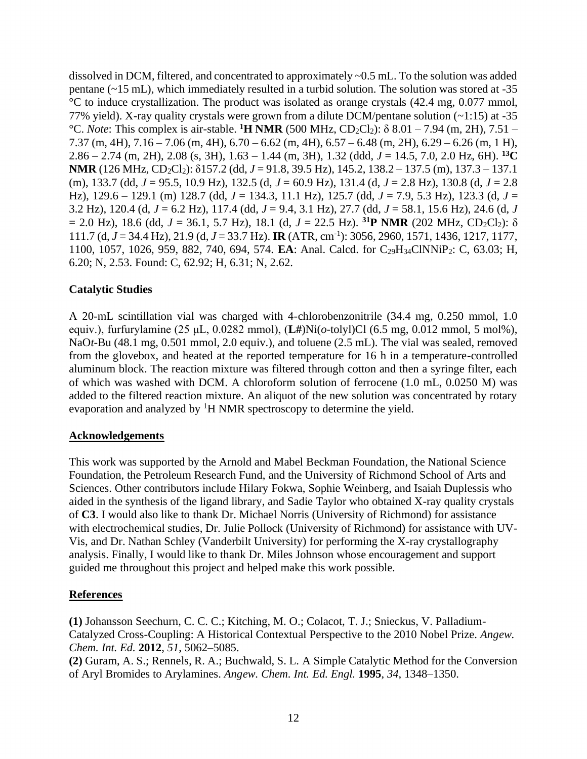dissolved in DCM, filtered, and concentrated to approximately ~0.5 mL. To the solution was added pentane (~15 mL), which immediately resulted in a turbid solution. The solution was stored at -35 °C to induce crystallization. The product was isolated as orange crystals (42.4 mg, 0.077 mmol, 77% yield). X-ray quality crystals were grown from a dilute DCM/pentane solution (~1:15) at -35 °C. *Note*: This complex is air-stable. **$^1$H NMR** (500 MHz, $CD_2Cl_2$): δ 8.01 – 7.94 (m, 2H), 7.51 – 7.37 (m, 4H), 7.16 – 7.06 (m, 4H), 6.70 – 6.62 (m, 4H), 6.57 – 6.48 (m, 2H), 6.29 – 6.26 (m, 1 H), 2.86 – 2.74 (m, 2H), 2.08 (s, 3H), 1.63 – 1.44 (m, 3H), 1.32 (ddd, *J* = 14.5, 7.0, 2.0 Hz, 6H). **$^{13}$C NMR** (126 MHz, $CD_2Cl_2$): δ157.2 (dd, *J* = 91.8, 39.5 Hz), 145.2, 138.2 – 137.5 (m), 137.3 – 137.1 (m), 133.7 (dd, *J* = 95.5, 10.9 Hz), 132.5 (d, *J* = 60.9 Hz), 131.4 (d, *J* = 2.8 Hz), 130.8 (d, *J* = 2.8 Hz), 129.6 – 129.1 (m) 128.7 (dd, *J* = 134.3, 11.1 Hz), 125.7 (dd, *J* = 7.9, 5.3 Hz), 123.3 (d, *J* = 3.2 Hz), 120.4 (d, *J* = 6.2 Hz), 117.4 (dd, *J* = 9.4, 3.1 Hz), 27.7 (dd, *J* = 58.1, 15.6 Hz), 24.6 (d, *J* = 2.0 Hz), 18.6 (dd, *J* = 36.1, 5.7 Hz), 18.1 (d, *J* = 22.5 Hz). **$^{31}$P NMR** (202 MHz, $CD_2Cl_2$): δ 111.7 (d, *J* = 34.4 Hz), 21.9 (d, *J* = 33.7 Hz). **IR** (ATR, $cm^{-1}$): 3056, 2960, 1571, 1436, 1217, 1177, 1100, 1057, 1026, 959, 882, 740, 694, 574. **EA**: Anal. Calcd. for $C_{29}H_{34}ClNNiP_2$: C, 63.03; H, 6.20; N, 2.53. Found: C, 62.92; H, 6.31; N, 2.62.

### Catalytic Studies

A 20-mL scintillation vial was charged with 4-chlorobenzonitrile (34.4 mg, 0.250 mmol, 1.0 equiv.), furfurylamine (25 μL, 0.0282 mmol), (**L#**)Ni(*o*-tolyl)Cl (6.5 mg, 0.012 mmol, 5 mol%), NaO*t*-Bu (48.1 mg, 0.501 mmol, 2.0 equiv.), and toluene (2.5 mL). The vial was sealed, removed from the glovebox, and heated at the reported temperature for 16 h in a temperature-controlled aluminum block. The reaction mixture was filtered through cotton and then a syringe filter, each of which was washed with DCM. A chloroform solution of ferrocene (1.0 mL, 0.0250 M) was added to the filtered reaction mixture. An aliquot of the new solution was concentrated by rotary evaporation and analyzed by $^1$H NMR spectroscopy to determine the yield.

## Acknowledgements

This work was supported by the Arnold and Mabel Beckman Foundation, the National Science Foundation, the Petroleum Research Fund, and the University of Richmond School of Arts and Sciences. Other contributors include Hilary Fokwa, Sophie Weinberg, and Isaiah Duplessis who aided in the synthesis of the ligand library, and Sadie Taylor who obtained X-ray quality crystals of **C3**. I would also like to thank Dr. Michael Norris (University of Richmond) for assistance with electrochemical studies, Dr. Julie Pollock (University of Richmond) for assistance with UV-Vis, and Dr. Nathan Schley (Vanderbilt University) for performing the X-ray crystallography analysis. Finally, I would like to thank Dr. Miles Johnson whose encouragement and support guided me throughout this project and helped make this work possible.

## References

**(1)** Johansson Seechurn, C. C. C.; Kitching, M. O.; Colacot, T. J.; Snieckus, V. Palladium-Catalyzed Cross-Coupling: A Historical Contextual Perspective to the 2010 Nobel Prize. *Angew. Chem. Int. Ed.* **2012**, *51*, 5062–5085.

**(2)** Guram, A. S.; Rennels, R. A.; Buchwald, S. L. A Simple Catalytic Method for the Conversion of Aryl Bromides to Arylamines. *Angew. Chem. Int. Ed. Engl.* **1995**, *34*, 1348–1350.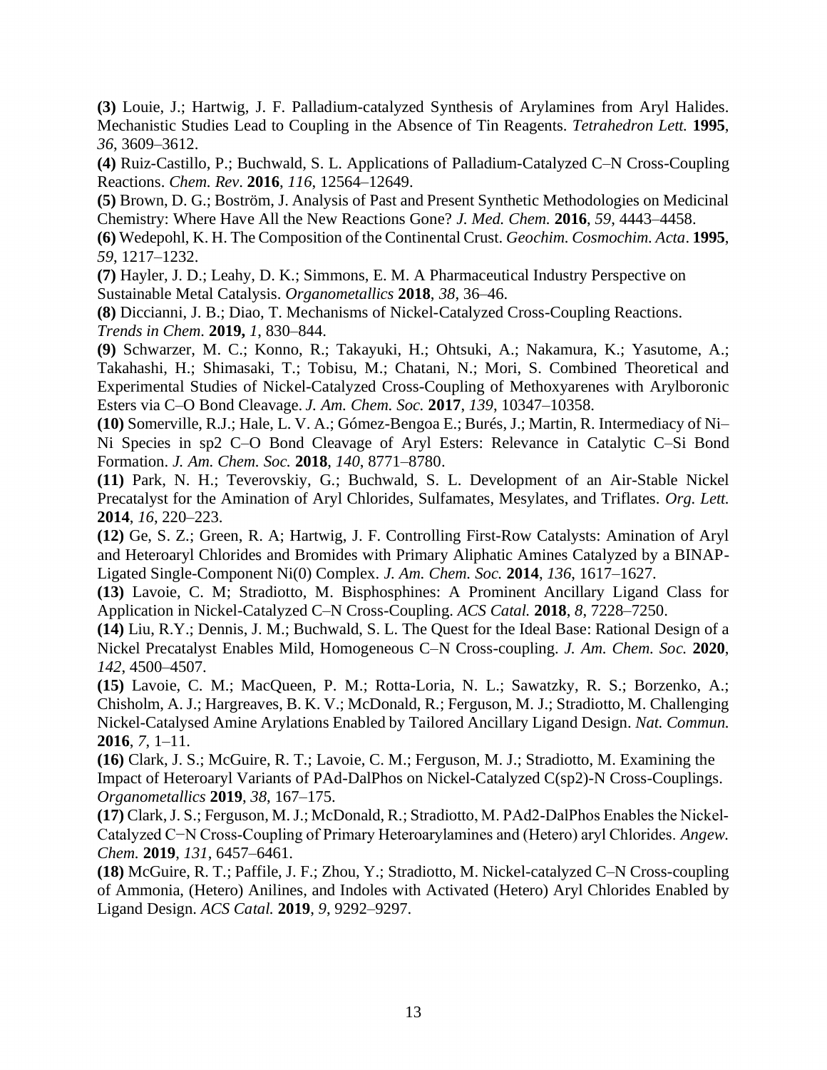**(3)** Louie, J.; Hartwig, J. F. Palladium-catalyzed Synthesis of Arylamines from Aryl Halides. Mechanistic Studies Lead to Coupling in the Absence of Tin Reagents. *Tetrahedron Lett.* **1995**, *36*, 3609–3612.

**(4)** Ruiz-Castillo, P.; Buchwald, S. L. Applications of Palladium-Catalyzed C–N Cross-Coupling Reactions. *Chem. Rev*. **2016**, *116*, 12564–12649.

**(5)** Brown, D. G.; Boström, J. Analysis of Past and Present Synthetic Methodologies on Medicinal Chemistry: Where Have All the New Reactions Gone? *J. Med. Chem.* **2016**, *59*, 4443–4458.

**(6)** Wedepohl, K. H. The Composition of the Continental Crust. *Geochim. Cosmochim. Acta*. **1995**, *59*, 1217–1232.

**(7)** Hayler, J. D.; Leahy, D. K.; Simmons, E. M. A Pharmaceutical Industry Perspective on Sustainable Metal Catalysis. *Organometallics* **2018**, *38*, 36–46.

**(8)** Diccianni, J. B.; Diao, T. Mechanisms of Nickel-Catalyzed Cross-Coupling Reactions. *Trends in Chem*. **2019,** *1*, 830–844.

**(9)** Schwarzer, M. C.; Konno, R.; Takayuki, H.; Ohtsuki, A.; Nakamura, K.; Yasutome, A.; Takahashi, H.; Shimasaki, T.; Tobisu, M.; Chatani, N.; Mori, S. Combined Theoretical and Experimental Studies of Nickel-Catalyzed Cross-Coupling of Methoxyarenes with Arylboronic Esters via C–O Bond Cleavage. *J. Am. Chem. Soc.* **2017**, *139*, 10347–10358.

**(10)** Somerville, R.J.; Hale, L. V. A.; Gómez-Bengoa E.; Burés, J.; Martin, R. Intermediacy of Ni–Ni Species in sp2 C–O Bond Cleavage of Aryl Esters: Relevance in Catalytic C–Si Bond Formation. *J. Am. Chem. Soc.* **2018**, *140*, 8771–8780.

**(11)** Park, N. H.; Teverovskiy, G.; Buchwald, S. L. Development of an Air-Stable Nickel Precatalyst for the Amination of Aryl Chlorides, Sulfamates, Mesylates, and Triflates. *Org. Lett.* **2014**, *16*, 220–223.

**(12)** Ge, S. Z.; Green, R. A; Hartwig, J. F. Controlling First-Row Catalysts: Amination of Aryl and Heteroaryl Chlorides and Bromides with Primary Aliphatic Amines Catalyzed by a BINAP-Ligated Single-Component Ni(0) Complex. *J. Am. Chem. Soc.* **2014**, *136*, 1617–1627.

**(13)** Lavoie, C. M; Stradiotto, M. Bisphosphines: A Prominent Ancillary Ligand Class for Application in Nickel-Catalyzed C–N Cross-Coupling. *ACS Catal.* **2018**, *8*, 7228–7250.

**(14)** Liu, R.Y.; Dennis, J. M.; Buchwald, S. L. The Quest for the Ideal Base: Rational Design of a Nickel Precatalyst Enables Mild, Homogeneous C–N Cross-coupling. *J. Am. Chem. Soc.* **2020**, *142*, 4500–4507.

**(15)** Lavoie, C. M.; MacQueen, P. M.; Rotta-Loria, N. L.; Sawatzky, R. S.; Borzenko, A.; Chisholm, A. J.; Hargreaves, B. K. V.; McDonald, R.; Ferguson, M. J.; Stradiotto, M. Challenging Nickel-Catalysed Amine Arylations Enabled by Tailored Ancillary Ligand Design. *Nat. Commun.* **2016**, *7*, 1–11.

**(16)** Clark, J. S.; McGuire, R. T.; Lavoie, C. M.; Ferguson, M. J.; Stradiotto, M. Examining the Impact of Heteroaryl Variants of PAd-DalPhos on Nickel-Catalyzed C(sp2)-N Cross-Couplings. *Organometallics* **2019**, *38*, 167–175.

**(17)** Clark, J. S.; Ferguson, M. J.; McDonald, R.; Stradiotto, M. PAd2-DalPhos Enables the Nickel-Catalyzed C−N Cross-Coupling of Primary Heteroarylamines and (Hetero) aryl Chlorides. *Angew. Chem.* **2019**, *131*, 6457–6461.

**(18)** McGuire, R. T.; Paffile, J. F.; Zhou, Y.; Stradiotto, M. Nickel-catalyzed C–N Cross-coupling of Ammonia, (Hetero) Anilines, and Indoles with Activated (Hetero) Aryl Chlorides Enabled by Ligand Design. *ACS Catal.* **2019**, *9*, 9292–9297.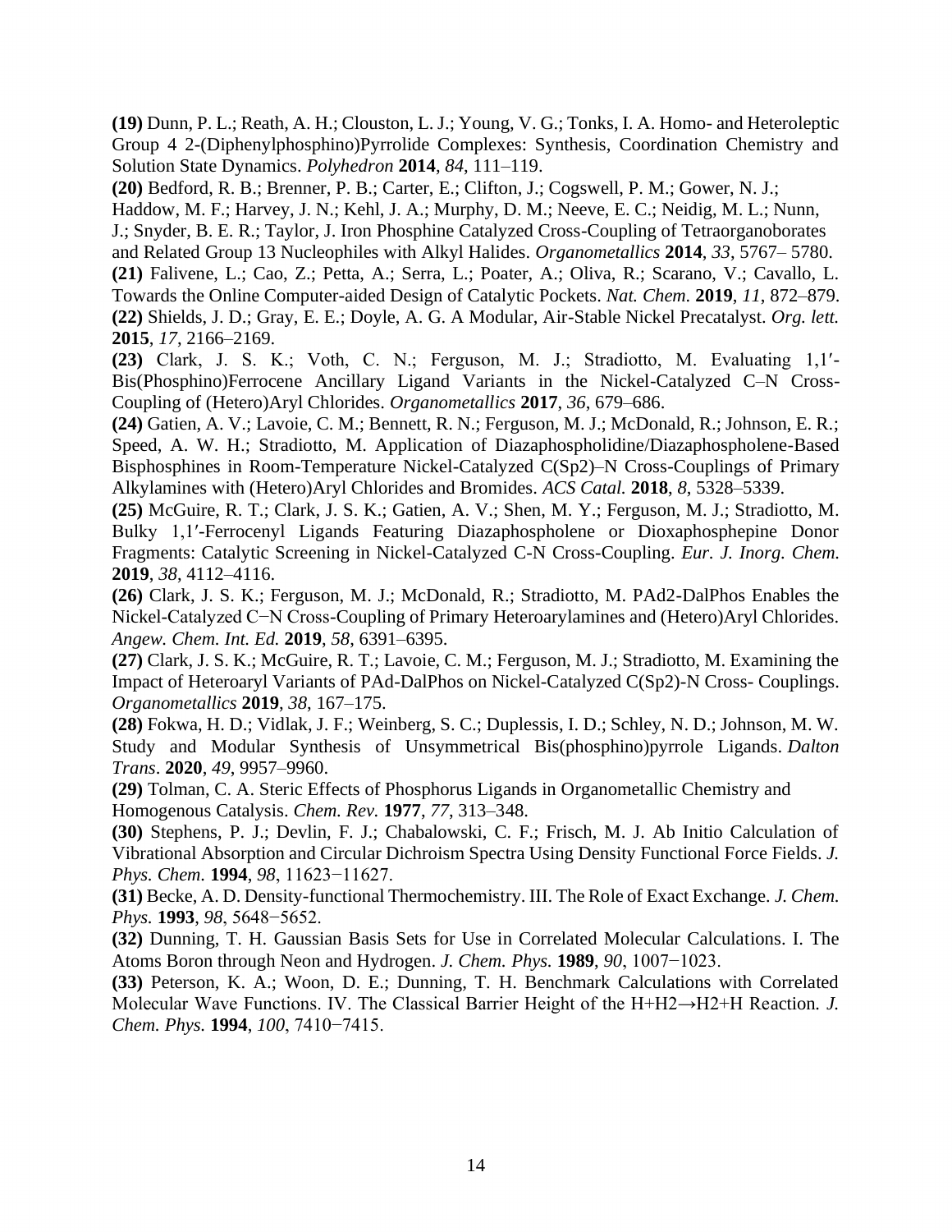**(19)** Dunn, P. L.; Reath, A. H.; Clouston, L. J.; Young, V. G.; Tonks, I. A. Homo- and Heteroleptic Group 4 2-(Diphenylphosphino)Pyrrolide Complexes: Synthesis, Coordination Chemistry and Solution State Dynamics. *Polyhedron* **2014**, *84*, 111–119.

**(20)** Bedford, R. B.; Brenner, P. B.; Carter, E.; Clifton, J.; Cogswell, P. M.; Gower, N. J.; Haddow, M. F.; Harvey, J. N.; Kehl, J. A.; Murphy, D. M.; Neeve, E. C.; Neidig, M. L.; Nunn, J.; Snyder, B. E. R.; Taylor, J. Iron Phosphine Catalyzed Cross-Coupling of Tetraorganoborates and Related Group 13 Nucleophiles with Alkyl Halides. *Organometallics* **2014**, *33*, 5767– 5780.

**(21)** Falivene, L.; Cao, Z.; Petta, A.; Serra, L.; Poater, A.; Oliva, R.; Scarano, V.; Cavallo, L. Towards the Online Computer-aided Design of Catalytic Pockets. *Nat. Chem.* **2019**, *11*, 872–879.

**(22)** Shields, J. D.; Gray, E. E.; Doyle, A. G. A Modular, Air-Stable Nickel Precatalyst. *Org. lett.* **2015**, *17*, 2166–2169.

**(23)** Clark, J. S. K.; Voth, C. N.; Ferguson, M. J.; Stradiotto, M. Evaluating 1,1′-Bis(Phosphino)Ferrocene Ancillary Ligand Variants in the Nickel-Catalyzed C–N Cross-Coupling of (Hetero)Aryl Chlorides. *Organometallics* **2017**, *36*, 679–686.

**(24)** Gatien, A. V.; Lavoie, C. M.; Bennett, R. N.; Ferguson, M. J.; McDonald, R.; Johnson, E. R.; Speed, A. W. H.; Stradiotto, M. Application of Diazaphospholidine/Diazaphospholene-Based Bisphosphines in Room-Temperature Nickel-Catalyzed C(Sp2)–N Cross-Couplings of Primary Alkylamines with (Hetero)Aryl Chlorides and Bromides. *ACS Catal.* **2018**, *8*, 5328–5339.

**(25)** McGuire, R. T.; Clark, J. S. K.; Gatien, A. V.; Shen, M. Y.; Ferguson, M. J.; Stradiotto, M. Bulky 1,1′-Ferrocenyl Ligands Featuring Diazaphospholene or Dioxaphosphepine Donor Fragments: Catalytic Screening in Nickel-Catalyzed C-N Cross-Coupling. *Eur. J. Inorg. Chem.* **2019**, *38*, 4112–4116.

**(26)** Clark, J. S. K.; Ferguson, M. J.; McDonald, R.; Stradiotto, M. PAd2-DalPhos Enables the Nickel-Catalyzed C−N Cross-Coupling of Primary Heteroarylamines and (Hetero)Aryl Chlorides. *Angew. Chem. Int. Ed.* **2019**, *58*, 6391–6395.

**(27)** Clark, J. S. K.; McGuire, R. T.; Lavoie, C. M.; Ferguson, M. J.; Stradiotto, M. Examining the Impact of Heteroaryl Variants of PAd-DalPhos on Nickel-Catalyzed C(Sp2)-N Cross- Couplings. *Organometallics* **2019**, *38*, 167–175.

**(28)** Fokwa, H. D.; Vidlak, J. F.; Weinberg, S. C.; Duplessis, I. D.; Schley, N. D.; Johnson, M. W. Study and Modular Synthesis of Unsymmetrical Bis(phosphino)pyrrole Ligands. *Dalton Trans*. **2020**, *49*, 9957–9960.

**(29)** Tolman, C. A. Steric Effects of Phosphorus Ligands in Organometallic Chemistry and Homogenous Catalysis. *Chem. Rev.* **1977**, *77*, 313–348.

**(30)** Stephens, P. J.; Devlin, F. J.; Chabalowski, C. F.; Frisch, M. J. Ab Initio Calculation of Vibrational Absorption and Circular Dichroism Spectra Using Density Functional Force Fields. *J. Phys. Chem*. **1994**, *98*, 11623−11627.

**(31)** Becke, A. D. Density-functional Thermochemistry. III. The Role of Exact Exchange. *J. Chem. Phys.* **1993**, *98*, 5648−5652.

**(32)** Dunning, T. H. Gaussian Basis Sets for Use in Correlated Molecular Calculations. I. The Atoms Boron through Neon and Hydrogen. *J. Chem. Phys.* **1989**, *90*, 1007−1023.

**(33)** Peterson, K. A.; Woon, D. E.; Dunning, T. H. Benchmark Calculations with Correlated Molecular Wave Functions. IV. The Classical Barrier Height of the $H+H_2 \rightarrow H_2+H$ Reaction. *J. Chem. Phys.* **1994**, *100*, 7410−7415.